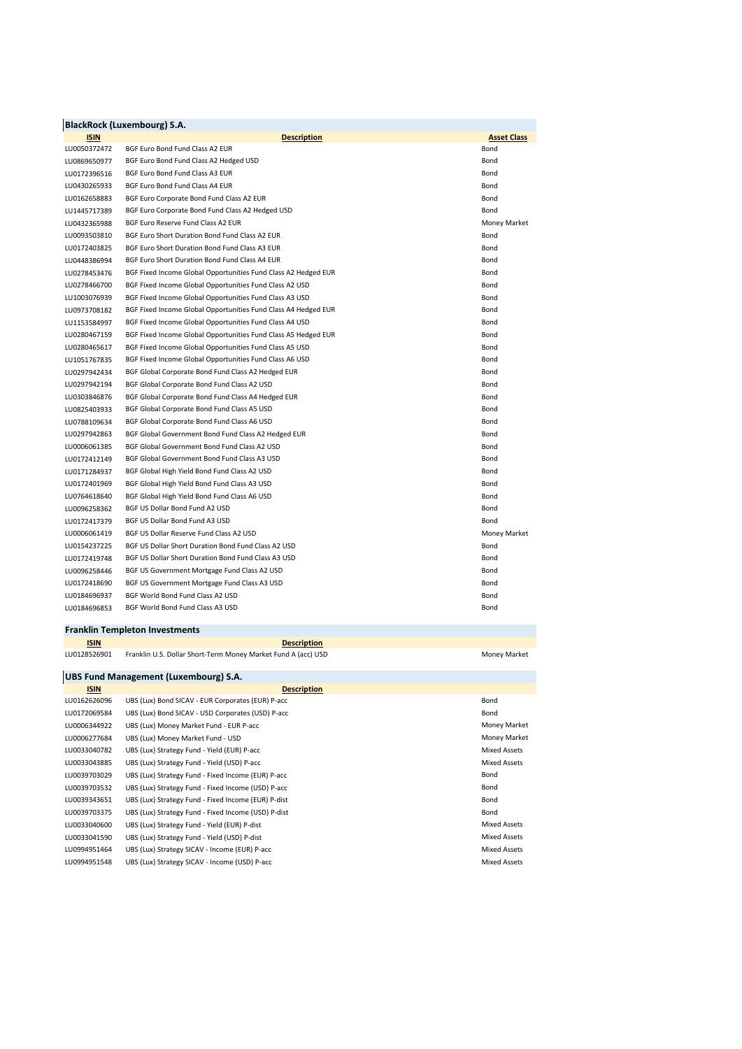## BlackRock (Luxembourg) S.A.

| ISIN | Description | Asset Class |
|---|---|---|
| LU0050372472 | BGF Euro Bond Fund Class A2 EUR | Bond |
| LU0869650977 | BGF Euro Bond Fund Class A2 Hedged USD | Bond |
| LU0172396516 | BGF Euro Bond Fund Class A3 EUR | Bond |
| LU0430265933 | BGF Euro Bond Fund Class A4 EUR | Bond |
| LU0162658883 | BGF Euro Corporate Bond Fund Class A2 EUR | Bond |
| LU1445717389 | BGF Euro Corporate Bond Fund Class A2 Hedged USD | Bond |
| LU0432365988 | BGF Euro Reserve Fund Class A2 EUR | Money Market |
| LU0093503810 | BGF Euro Short Duration Bond Fund Class A2 EUR | Bond |
| LU0172403825 | BGF Euro Short Duration Bond Fund Class A3 EUR | Bond |
| LU0448386994 | BGF Euro Short Duration Bond Fund Class A4 EUR | Bond |
| LU0278453476 | BGF Fixed Income Global Opportunities Fund Class A2 Hedged EUR | Bond |
| LU0278466700 | BGF Fixed Income Global Opportunities Fund Class A2 USD | Bond |
| LU1003076939 | BGF Fixed Income Global Opportunities Fund Class A3 USD | Bond |
| LU0973708182 | BGF Fixed Income Global Opportunities Fund Class A4 Hedged EUR | Bond |
| LU1153584997 | BGF Fixed Income Global Opportunities Fund Class A4 USD | Bond |
| LU0280467159 | BGF Fixed Income Global Opportunities Fund Class A5 Hedged EUR | Bond |
| LU0280465617 | BGF Fixed Income Global Opportunities Fund Class A5 USD | Bond |
| LU1051767835 | BGF Fixed Income Global Opportunities Fund Class A6 USD | Bond |
| LU0297942434 | BGF Global Corporate Bond Fund Class A2 Hedged EUR | Bond |
| LU0297942194 | BGF Global Corporate Bond Fund Class A2 USD | Bond |
| LU0303846876 | BGF Global Corporate Bond Fund Class A4 Hedged EUR | Bond |
| LU0825403933 | BGF Global Corporate Bond Fund Class A5 USD | Bond |
| LU0788109634 | BGF Global Corporate Bond Fund Class A6 USD | Bond |
| LU0297942863 | BGF Global Government Bond Fund Class A2 Hedged EUR | Bond |
| LU0006061385 | BGF Global Government Bond Fund Class A2 USD | Bond |
| LU0172412149 | BGF Global Government Bond Fund Class A3 USD | Bond |
| LU0171284937 | BGF Global High Yield Bond Fund Class A2 USD | Bond |
| LU0172401969 | BGF Global High Yield Bond Fund Class A3 USD | Bond |
| LU0764618640 | BGF Global High Yield Bond Fund Class A6 USD | Bond |
| LU0096258362 | BGF US Dollar Bond Fund A2 USD | Bond |
| LU0172417379 | BGF US Dollar Bond Fund A3 USD | Bond |
| LU0006061419 | BGF US Dollar Reserve Fund Class A2 USD | Money Market |
| LU0154237225 | BGF US Dollar Short Duration Bond Fund Class A2 USD | Bond |
| LU0172419748 | BGF US Dollar Short Duration Bond Fund Class A3 USD | Bond |
| LU0096258446 | BGF US Government Mortgage Fund Class A2 USD | Bond |
| LU0172418690 | BGF US Government Mortgage Fund Class A3 USD | Bond |
| LU0184696937 | BGF World Bond Fund Class A2 USD | Bond |
| LU0184696853 | BGF World Bond Fund Class A3 USD | Bond |

## Franklin Templeton Investments

| ISIN | Description | |
|---|---|---|
| LU0128526901 | Franklin U.S. Dollar Short-Term Money Market Fund A (acc) USD | Money Market |

## UBS Fund Management (Luxembourg) S.A.

| ISIN | Description | |
|---|---|---|
| LU0162626096 | UBS (Lux) Bond SICAV - EUR Corporates (EUR) P-acc | Bond |
| LU0172069584 | UBS (Lux) Bond SICAV - USD Corporates (USD) P-acc | Bond |
| LU0006344922 | UBS (Lux) Money Market Fund - EUR P-acc | Money Market |
| LU0006277684 | UBS (Lux) Money Market Fund - USD | Money Market |
| LU0033040782 | UBS (Lux) Strategy Fund - Yield (EUR) P-acc | Mixed Assets |
| LU0033043885 | UBS (Lux) Strategy Fund - Yield (USD) P-acc | Mixed Assets |
| LU0039703029 | UBS (Lux) Strategy Fund - Fixed Income (EUR) P-acc | Bond |
| LU0039703532 | UBS (Lux) Strategy Fund - Fixed Income (USD) P-acc | Bond |
| LU0039343651 | UBS (Lux) Strategy Fund - Fixed Income (EUR) P-dist | Bond |
| LU0039703375 | UBS (Lux) Strategy Fund - Fixed Income (USD) P-dist | Bond |
| LU0033040600 | UBS (Lux) Strategy Fund - Yield (EUR) P-dist | Mixed Assets |
| LU0033041590 | UBS (Lux) Strategy Fund - Yield (USD) P-dist | Mixed Assets |
| LU0994951464 | UBS (Lux) Strategy SICAV - Income (EUR) P-acc | Mixed Assets |
| LU0994951548 | UBS (Lux) Strategy SICAV - Income (USD) P-acc | Mixed Assets |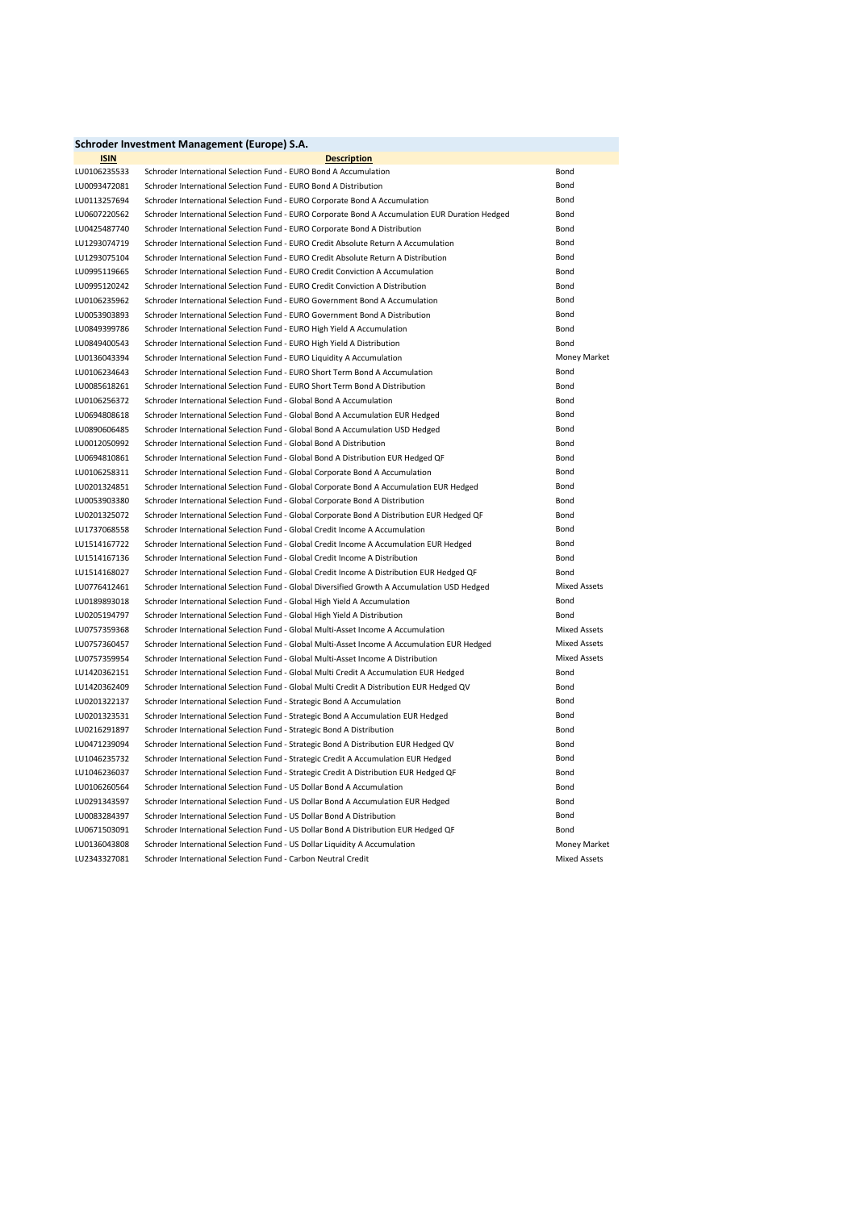## Schroder Investment Management (Europe) S.A.

| ISIN | Description | |
|---|---|---|
| LU0106235533 | Schroder International Selection Fund - EURO Bond A Accumulation | Bond |
| LU0093472081 | Schroder International Selection Fund - EURO Bond A Distribution | Bond |
| LU0113257694 | Schroder International Selection Fund - EURO Corporate Bond A Accumulation | Bond |
| LU0607220562 | Schroder International Selection Fund - EURO Corporate Bond A Accumulation EUR Duration Hedged | Bond |
| LU0425487740 | Schroder International Selection Fund - EURO Corporate Bond A Distribution | Bond |
| LU1293074719 | Schroder International Selection Fund - EURO Credit Absolute Return A Accumulation | Bond |
| LU1293075104 | Schroder International Selection Fund - EURO Credit Absolute Return A Distribution | Bond |
| LU0995119665 | Schroder International Selection Fund - EURO Credit Conviction A Accumulation | Bond |
| LU0995120242 | Schroder International Selection Fund - EURO Credit Conviction A Distribution | Bond |
| LU0106235962 | Schroder International Selection Fund - EURO Government Bond A Accumulation | Bond |
| LU0053903893 | Schroder International Selection Fund - EURO Government Bond A Distribution | Bond |
| LU0849399786 | Schroder International Selection Fund - EURO High Yield A Accumulation | Bond |
| LU0849400543 | Schroder International Selection Fund - EURO High Yield A Distribution | Bond |
| LU0136043394 | Schroder International Selection Fund - EURO Liquidity A Accumulation | Money Market |
| LU0106234643 | Schroder International Selection Fund - EURO Short Term Bond A Accumulation | Bond |
| LU0085618261 | Schroder International Selection Fund - EURO Short Term Bond A Distribution | Bond |
| LU0106256372 | Schroder International Selection Fund - Global Bond A Accumulation | Bond |
| LU0694808618 | Schroder International Selection Fund - Global Bond A Accumulation EUR Hedged | Bond |
| LU0890606485 | Schroder International Selection Fund - Global Bond A Accumulation USD Hedged | Bond |
| LU0012050992 | Schroder International Selection Fund - Global Bond A Distribution | Bond |
| LU0694810861 | Schroder International Selection Fund - Global Bond A Distribution EUR Hedged QF | Bond |
| LU0106258311 | Schroder International Selection Fund - Global Corporate Bond A Accumulation | Bond |
| LU0201324851 | Schroder International Selection Fund - Global Corporate Bond A Accumulation EUR Hedged | Bond |
| LU0053903380 | Schroder International Selection Fund - Global Corporate Bond A Distribution | Bond |
| LU0201325072 | Schroder International Selection Fund - Global Corporate Bond A Distribution EUR Hedged QF | Bond |
| LU1737068558 | Schroder International Selection Fund - Global Credit Income A Accumulation | Bond |
| LU1514167722 | Schroder International Selection Fund - Global Credit Income A Accumulation EUR Hedged | Bond |
| LU1514167136 | Schroder International Selection Fund - Global Credit Income A Distribution | Bond |
| LU1514168027 | Schroder International Selection Fund - Global Credit Income A Distribution EUR Hedged QF | Bond |
| LU0776412461 | Schroder International Selection Fund - Global Diversified Growth A Accumulation USD Hedged | Mixed Assets |
| LU0189893018 | Schroder International Selection Fund - Global High Yield A Accumulation | Bond |
| LU0205194797 | Schroder International Selection Fund - Global High Yield A Distribution | Bond |
| LU0757359368 | Schroder International Selection Fund - Global Multi-Asset Income A Accumulation | Mixed Assets |
| LU0757360457 | Schroder International Selection Fund - Global Multi-Asset Income A Accumulation EUR Hedged | Mixed Assets |
| LU0757359954 | Schroder International Selection Fund - Global Multi-Asset Income A Distribution | Mixed Assets |
| LU1420362151 | Schroder International Selection Fund - Global Multi Credit A Accumulation EUR Hedged | Bond |
| LU1420362409 | Schroder International Selection Fund - Global Multi Credit A Distribution EUR Hedged QV | Bond |
| LU0201322137 | Schroder International Selection Fund - Strategic Bond A Accumulation | Bond |
| LU0201323531 | Schroder International Selection Fund - Strategic Bond A Accumulation EUR Hedged | Bond |
| LU0216291897 | Schroder International Selection Fund - Strategic Bond A Distribution | Bond |
| LU0471239094 | Schroder International Selection Fund - Strategic Bond A Distribution EUR Hedged QV | Bond |
| LU1046235732 | Schroder International Selection Fund - Strategic Credit A Accumulation EUR Hedged | Bond |
| LU1046236037 | Schroder International Selection Fund - Strategic Credit A Distribution EUR Hedged QF | Bond |
| LU0106260564 | Schroder International Selection Fund - US Dollar Bond A Accumulation | Bond |
| LU0291343597 | Schroder International Selection Fund - US Dollar Bond A Accumulation EUR Hedged | Bond |
| LU0083284397 | Schroder International Selection Fund - US Dollar Bond A Distribution | Bond |
| LU0671503091 | Schroder International Selection Fund - US Dollar Bond A Distribution EUR Hedged QF | Bond |
| LU0136043808 | Schroder International Selection Fund - US Dollar Liquidity A Accumulation | Money Market |
| LU2343327081 | Schroder International Selection Fund - Carbon Neutral Credit | Mixed Assets |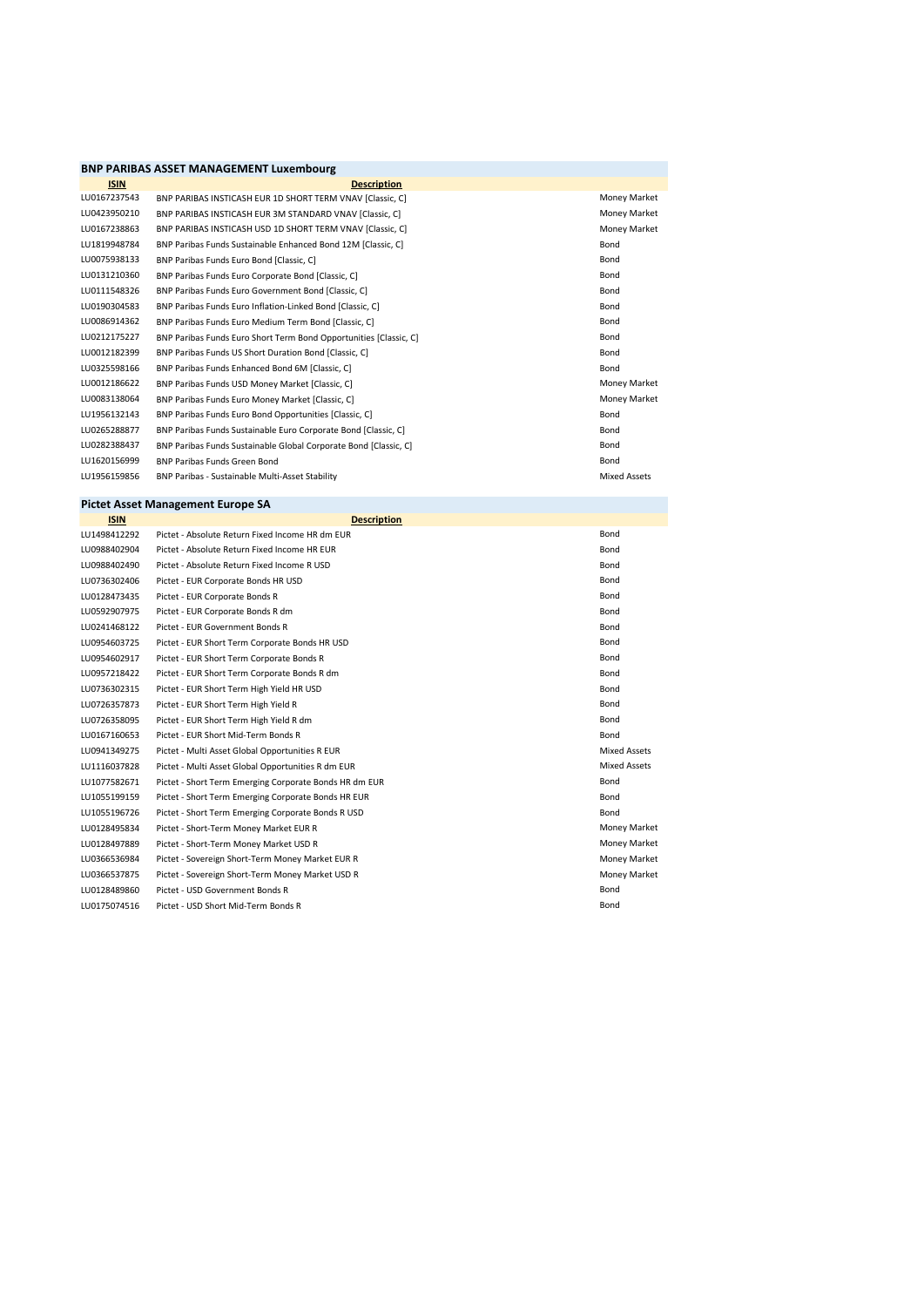## BNP PARIBAS ASSET MANAGEMENT Luxembourg

| ISIN | Description | |
|---|---|---|
| LU0167237543 | BNP PARIBAS INSTICASH EUR 1D SHORT TERM VNAV [Classic, C] | Money Market |
| LU0423950210 | BNP PARIBAS INSTICASH EUR 3M STANDARD VNAV [Classic, C] | Money Market |
| LU0167238863 | BNP PARIBAS INSTICASH USD 1D SHORT TERM VNAV [Classic, C] | Money Market |
| LU1819948784 | BNP Paribas Funds Sustainable Enhanced Bond 12M [Classic, C] | Bond |
| LU0075938133 | BNP Paribas Funds Euro Bond [Classic, C] | Bond |
| LU0131210360 | BNP Paribas Funds Euro Corporate Bond [Classic, C] | Bond |
| LU0111548326 | BNP Paribas Funds Euro Government Bond [Classic, C] | Bond |
| LU0190304583 | BNP Paribas Funds Euro Inflation-Linked Bond [Classic, C] | Bond |
| LU0086914362 | BNP Paribas Funds Euro Medium Term Bond [Classic, C] | Bond |
| LU0212175227 | BNP Paribas Funds Euro Short Term Bond Opportunities [Classic, C] | Bond |
| LU0012182399 | BNP Paribas Funds US Short Duration Bond [Classic, C] | Bond |
| LU0325598166 | BNP Paribas Funds Enhanced Bond 6M [Classic, C] | Bond |
| LU0012186622 | BNP Paribas Funds USD Money Market [Classic, C] | Money Market |
| LU0083138064 | BNP Paribas Funds Euro Money Market [Classic, C] | Money Market |
| LU1956132143 | BNP Paribas Funds Euro Bond Opportunities [Classic, C] | Bond |
| LU0265288877 | BNP Paribas Funds Sustainable Euro Corporate Bond [Classic, C] | Bond |
| LU0282388437 | BNP Paribas Funds Sustainable Global Corporate Bond [Classic, C] | Bond |
| LU1620156999 | BNP Paribas Funds Green Bond | Bond |
| LU1956159856 | BNP Paribas - Sustainable Multi-Asset Stability | Mixed Assets |

## Pictet Asset Management Europe SA

| ISIN | Description | |
|---|---|---|
| LU1498412292 | Pictet - Absolute Return Fixed Income HR dm EUR | Bond |
| LU0988402904 | Pictet - Absolute Return Fixed Income HR EUR | Bond |
| LU0988402490 | Pictet - Absolute Return Fixed Income R USD | Bond |
| LU0736302406 | Pictet - EUR Corporate Bonds HR USD | Bond |
| LU0128473435 | Pictet - EUR Corporate Bonds R | Bond |
| LU0592907975 | Pictet - EUR Corporate Bonds R dm | Bond |
| LU0241468122 | Pictet - EUR Government Bonds R | Bond |
| LU0954603725 | Pictet - EUR Short Term Corporate Bonds HR USD | Bond |
| LU0954602917 | Pictet - EUR Short Term Corporate Bonds R | Bond |
| LU0957218422 | Pictet - EUR Short Term Corporate Bonds R dm | Bond |
| LU0736302315 | Pictet - EUR Short Term High Yield HR USD | Bond |
| LU0726357873 | Pictet - EUR Short Term High Yield R | Bond |
| LU0726358095 | Pictet - EUR Short Term High Yield R dm | Bond |
| LU0167160653 | Pictet - EUR Short Mid-Term Bonds R | Bond |
| LU0941349275 | Pictet - Multi Asset Global Opportunities R EUR | Mixed Assets |
| LU1116037828 | Pictet - Multi Asset Global Opportunities R dm EUR | Mixed Assets |
| LU1077582671 | Pictet - Short Term Emerging Corporate Bonds HR dm EUR | Bond |
| LU1055199159 | Pictet - Short Term Emerging Corporate Bonds HR EUR | Bond |
| LU1055196726 | Pictet - Short Term Emerging Corporate Bonds R USD | Bond |
| LU0128495834 | Pictet - Short-Term Money Market EUR R | Money Market |
| LU0128497889 | Pictet - Short-Term Money Market USD R | Money Market |
| LU0366536984 | Pictet - Sovereign Short-Term Money Market EUR R | Money Market |
| LU0366537875 | Pictet - Sovereign Short-Term Money Market USD R | Money Market |
| LU0128489860 | Pictet - USD Government Bonds R | Bond |
| LU0175074516 | Pictet - USD Short Mid-Term Bonds R | Bond |